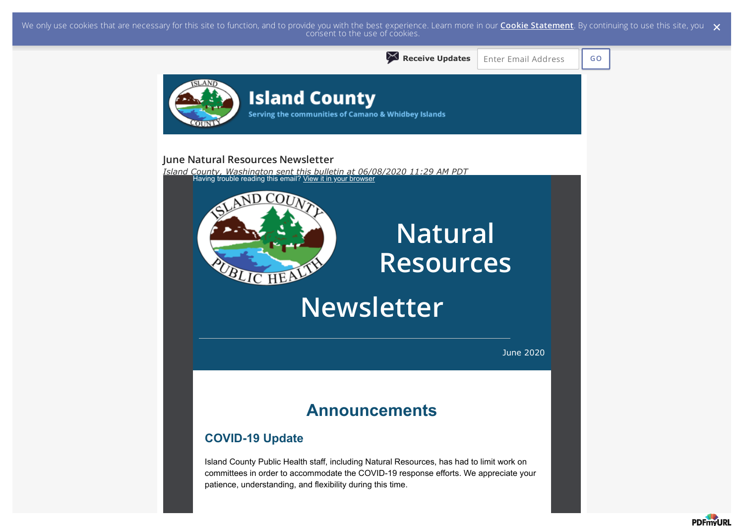We only use cookies that are necessary for this site to function, and to provide you with the best experience. Learn more in our **Cookie Statement**. By continuing to use this site, you consent to the use of cookies.

**Receive Updates** Enter Email Address GO

# Island County

Serving the communities of Camano & Whidbey Islands

## June Natural Resources Newsletter

*Island County, Washington sent this bulletin at 06/08/2020 11:29 AM PDT*

Having trouble reading this email? View it in your browser

# Natural Resources Newsletter

June 2020

## Announcements

### COVID-19 Update

Island County Public Health staff, including Natural Resources, has had to limit work on committees in order to accommodate the COVID-19 response efforts. We appreciate your patience, understanding, and flexibility during this time.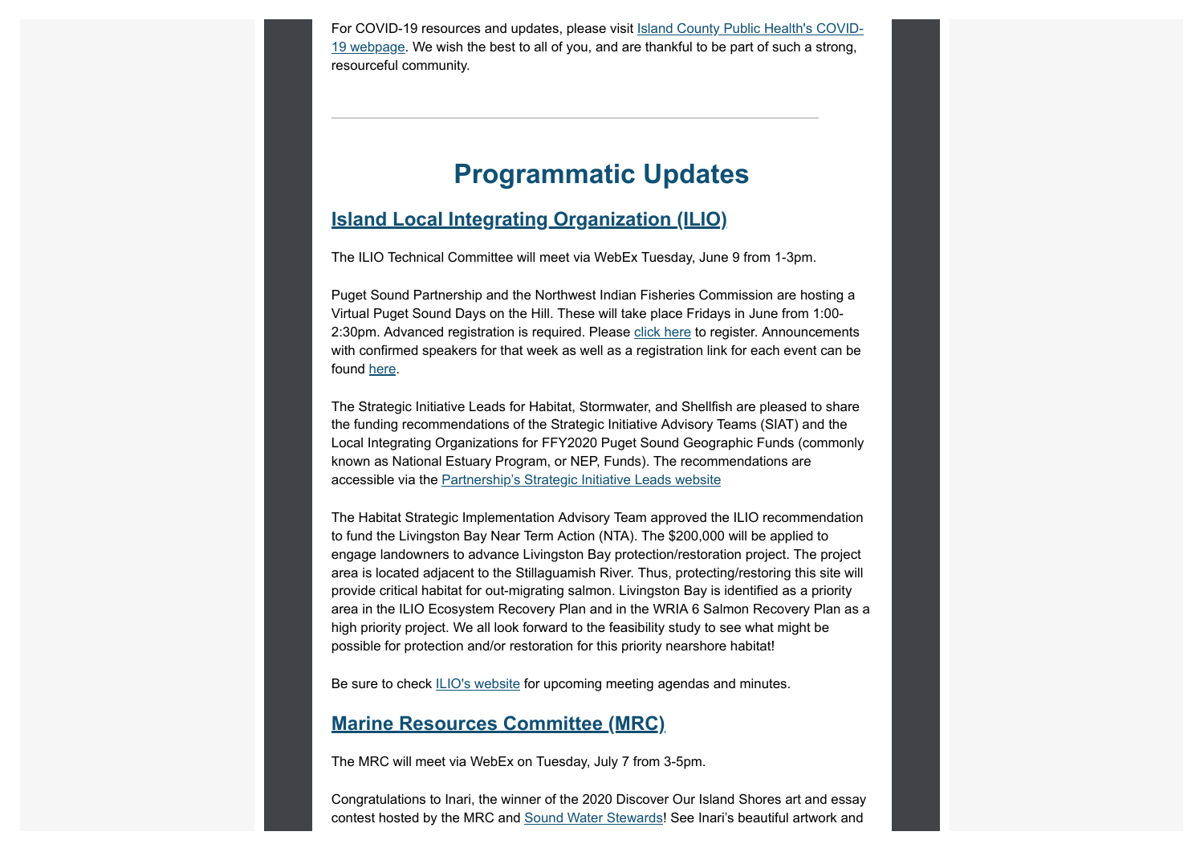For COVID-19 resources and updates, please visit Island County Public Health's COVID-19 webpage. We wish the best to all of you, and are thankful to be part of such a strong, resourceful community.

---

# Programmatic Updates

## Island Local Integrating Organization (ILIO)

The ILIO Technical Committee will meet via WebEx Tuesday, June 9 from 1-3pm.

Puget Sound Partnership and the Northwest Indian Fisheries Commission are hosting a Virtual Puget Sound Days on the Hill. These will take place Fridays in June from 1:00-2:30pm. Advanced registration is required. Please click here to register. Announcements with confirmed speakers for that week as well as a registration link for each event can be found here.

The Strategic Initiative Leads for Habitat, Stormwater, and Shellfish are pleased to share the funding recommendations of the Strategic Initiative Advisory Teams (SIAT) and the Local Integrating Organizations for FFY2020 Puget Sound Geographic Funds (commonly known as National Estuary Program, or NEP, Funds). The recommendations are accessible via the Partnership's Strategic Initiative Leads website

The Habitat Strategic Implementation Advisory Team approved the ILIO recommendation to fund the Livingston Bay Near Term Action (NTA). The $200,000 will be applied to engage landowners to advance Livingston Bay protection/restoration project. The project area is located adjacent to the Stillaguamish River. Thus, protecting/restoring this site will provide critical habitat for out-migrating salmon. Livingston Bay is identified as a priority area in the ILIO Ecosystem Recovery Plan and in the WRIA 6 Salmon Recovery Plan as a high priority project. We all look forward to the feasibility study to see what might be possible for protection and/or restoration for this priority nearshore habitat!

Be sure to check ILIO's website for upcoming meeting agendas and minutes.

## Marine Resources Committee (MRC)

The MRC will meet via WebEx on Tuesday, July 7 from 3-5pm.

Congratulations to Inari, the winner of the 2020 Discover Our Island Shores art and essay contest hosted by the MRC and Sound Water Stewards! See Inari's beautiful artwork and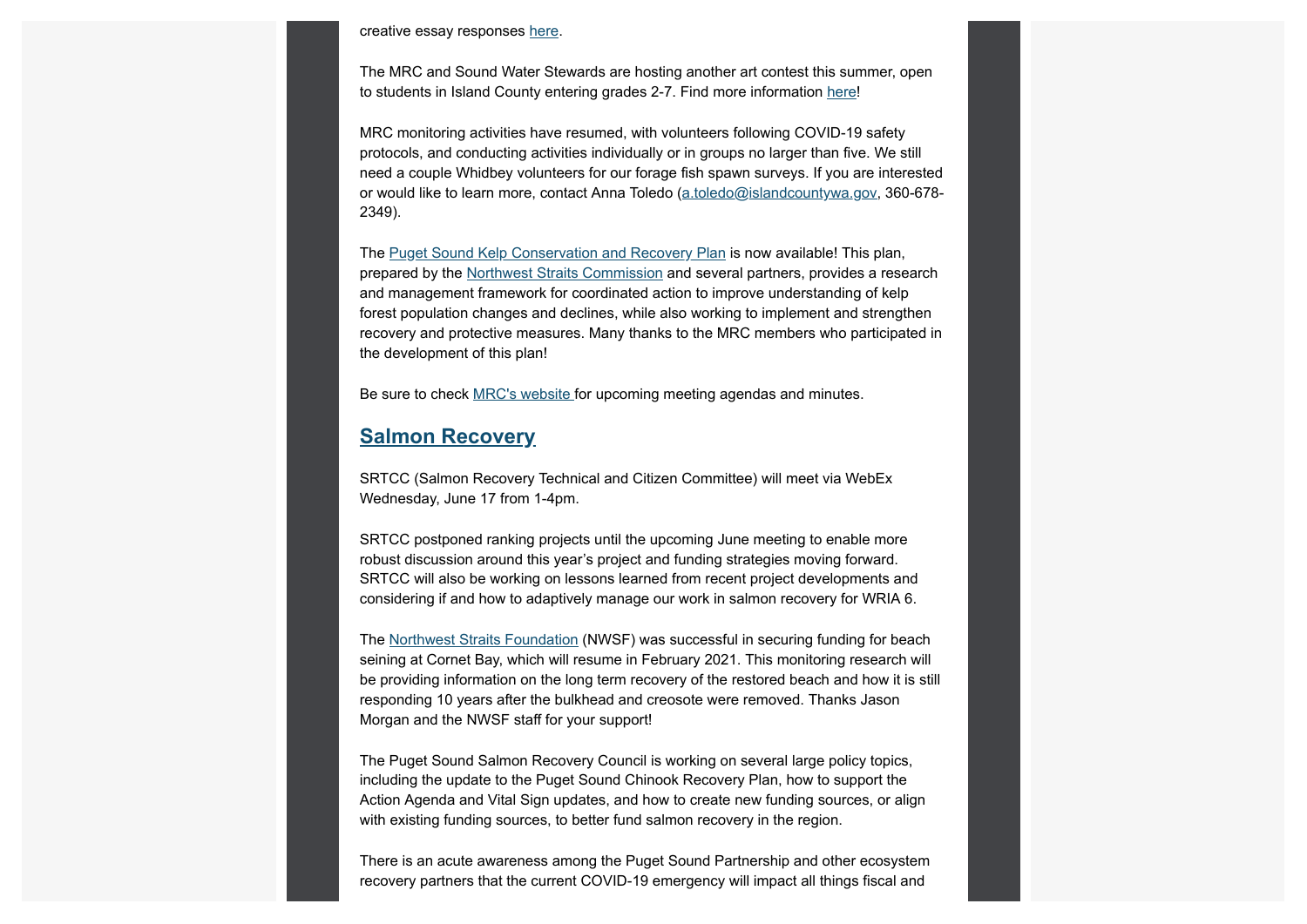creative essay responses here.

The MRC and Sound Water Stewards are hosting another art contest this summer, open to students in Island County entering grades 2-7. Find more information here!

MRC monitoring activities have resumed, with volunteers following COVID-19 safety protocols, and conducting activities individually or in groups no larger than five. We still need a couple Whidbey volunteers for our forage fish spawn surveys. If you are interested or would like to learn more, contact Anna Toledo (a.toledo@islandcountywa.gov, 360-678-2349).

The Puget Sound Kelp Conservation and Recovery Plan is now available! This plan, prepared by the Northwest Straits Commission and several partners, provides a research and management framework for coordinated action to improve understanding of kelp forest population changes and declines, while also working to implement and strengthen recovery and protective measures. Many thanks to the MRC members who participated in the development of this plan!

Be sure to check MRC's website for upcoming meeting agendas and minutes.

## Salmon Recovery

SRTCC (Salmon Recovery Technical and Citizen Committee) will meet via WebEx Wednesday, June 17 from 1-4pm.

SRTCC postponed ranking projects until the upcoming June meeting to enable more robust discussion around this year's project and funding strategies moving forward. SRTCC will also be working on lessons learned from recent project developments and considering if and how to adaptively manage our work in salmon recovery for WRIA 6.

The Northwest Straits Foundation (NWSF) was successful in securing funding for beach seining at Cornet Bay, which will resume in February 2021. This monitoring research will be providing information on the long term recovery of the restored beach and how it is still responding 10 years after the bulkhead and creosote were removed. Thanks Jason Morgan and the NWSF staff for your support!

The Puget Sound Salmon Recovery Council is working on several large policy topics, including the update to the Puget Sound Chinook Recovery Plan, how to support the Action Agenda and Vital Sign updates, and how to create new funding sources, or align with existing funding sources, to better fund salmon recovery in the region.

There is an acute awareness among the Puget Sound Partnership and other ecosystem recovery partners that the current COVID-19 emergency will impact all things fiscal and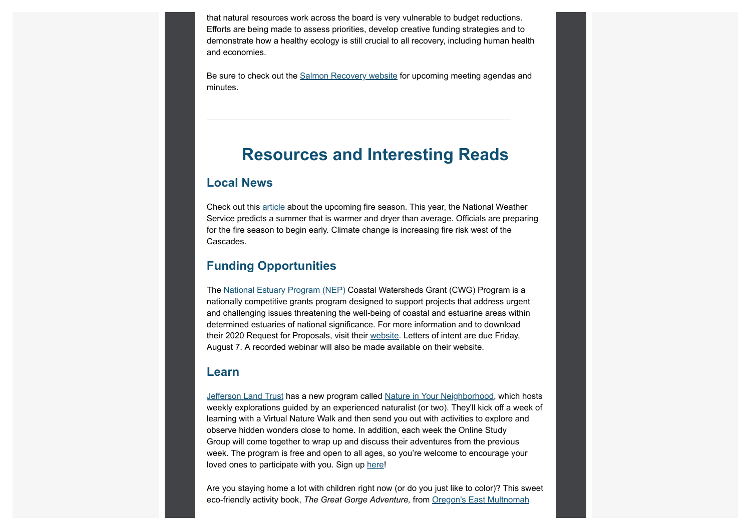that natural resources work across the board is very vulnerable to budget reductions. Efforts are being made to assess priorities, develop creative funding strategies and to demonstrate how a healthy ecology is still crucial to all recovery, including human health and economies.

Be sure to check out the [Salmon Recovery website]() for upcoming meeting agendas and minutes.

---

# Resources and Interesting Reads

## Local News

Check out this [article]() about the upcoming fire season. This year, the National Weather Service predicts a summer that is warmer and dryer than average. Officials are preparing for the fire season to begin early. Climate change is increasing fire risk west of the Cascades.

## Funding Opportunities

The [National Estuary Program (NEP)]() Coastal Watersheds Grant (CWG) Program is a nationally competitive grants program designed to support projects that address urgent and challenging issues threatening the well-being of coastal and estuarine areas within determined estuaries of national significance. For more information and to download their 2020 Request for Proposals, visit their [website](). Letters of intent are due Friday, August 7. A recorded webinar will also be made available on their website.

## Learn

[Jefferson Land Trust]() has a new program called [Nature in Your Neighborhood](), which hosts weekly explorations guided by an experienced naturalist (or two). They'll kick off a week of learning with a Virtual Nature Walk and then send you out with activities to explore and observe hidden wonders close to home. In addition, each week the Online Study Group will come together to wrap up and discuss their adventures from the previous week. The program is free and open to all ages, so you're welcome to encourage your loved ones to participate with you. Sign up [here]()!

Are you staying home a lot with children right now (or do you just like to color)? This sweet eco-friendly activity book, *The Great Gorge Adventure,* from [Oregon's East Multnomah]()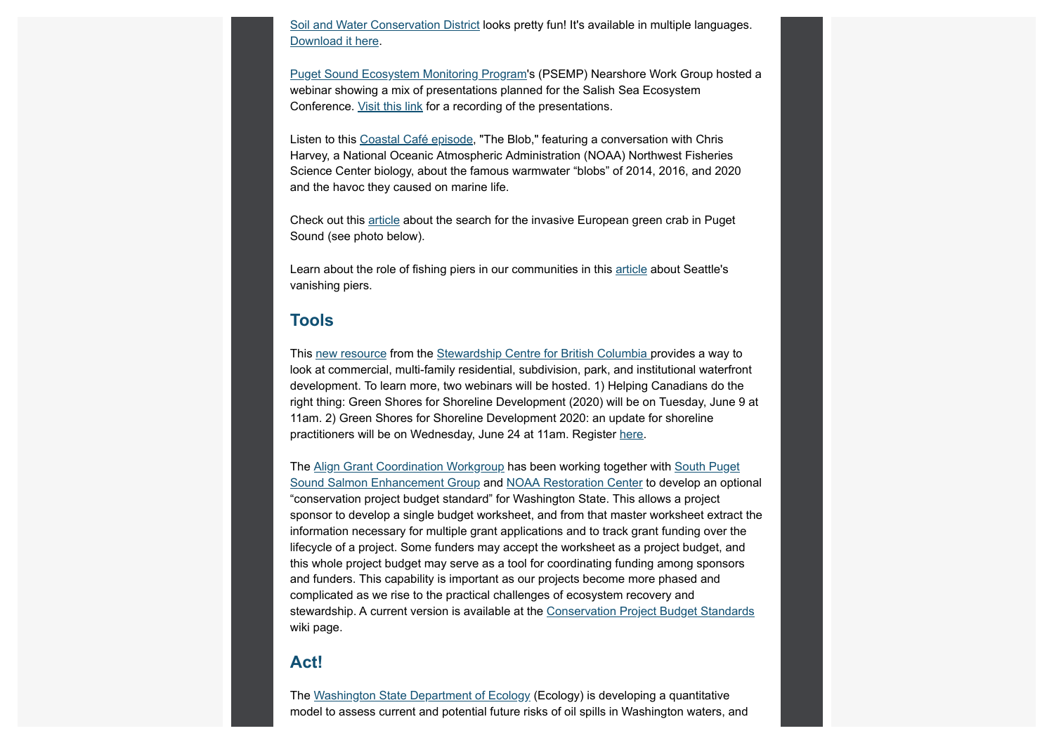Soil and Water Conservation District looks pretty fun! It's available in multiple languages. Download it here.

Puget Sound Ecosystem Monitoring Program's (PSEMP) Nearshore Work Group hosted a webinar showing a mix of presentations planned for the Salish Sea Ecosystem Conference. Visit this link for a recording of the presentations.

Listen to this Coastal Café episode, "The Blob," featuring a conversation with Chris Harvey, a National Oceanic Atmospheric Administration (NOAA) Northwest Fisheries Science Center biology, about the famous warmwater "blobs" of 2014, 2016, and 2020 and the havoc they caused on marine life.

Check out this article about the search for the invasive European green crab in Puget Sound (see photo below).

Learn about the role of fishing piers in our communities in this article about Seattle's vanishing piers.

## Tools

This new resource from the Stewardship Centre for British Columbia provides a way to look at commercial, multi-family residential, subdivision, park, and institutional waterfront development. To learn more, two webinars will be hosted. 1) Helping Canadians do the right thing: Green Shores for Shoreline Development (2020) will be on Tuesday, June 9 at 11am. 2) Green Shores for Shoreline Development 2020: an update for shoreline practitioners will be on Wednesday, June 24 at 11am. Register here.

The Align Grant Coordination Workgroup has been working together with South Puget Sound Salmon Enhancement Group and NOAA Restoration Center to develop an optional "conservation project budget standard" for Washington State. This allows a project sponsor to develop a single budget worksheet, and from that master worksheet extract the information necessary for multiple grant applications and to track grant funding over the lifecycle of a project. Some funders may accept the worksheet as a project budget, and this whole project budget may serve as a tool for coordinating funding among sponsors and funders. This capability is important as our projects become more phased and complicated as we rise to the practical challenges of ecosystem recovery and stewardship. A current version is available at the Conservation Project Budget Standards wiki page.

## Act!

The Washington State Department of Ecology (Ecology) is developing a quantitative model to assess current and potential future risks of oil spills in Washington waters, and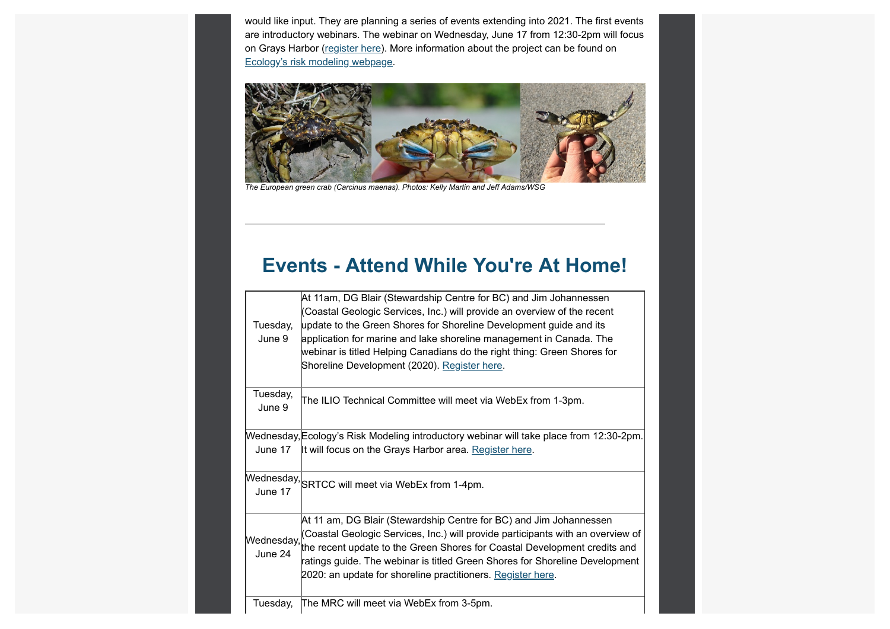would like input. They are planning a series of events extending into 2021. The first events are introductory webinars. The webinar on Wednesday, June 17 from 12:30-2pm will focus on Grays Harbor (register here). More information about the project can be found on Ecology's risk modeling webpage.

*The European green crab (Carcinus maenas). Photos: Kelly Martin and Jeff Adams/WSG*

---

## Events - Attend While You're At Home!

| | |
|---|---|
| Tuesday, June 9 | At 11am, DG Blair (Stewardship Centre for BC) and Jim Johannessen (Coastal Geologic Services, Inc.) will provide an overview of the recent update to the Green Shores for Shoreline Development guide and its application for marine and lake shoreline management in Canada. The webinar is titled Helping Canadians do the right thing: Green Shores for Shoreline Development (2020). Register here. |
| Tuesday, June 9 | The ILIO Technical Committee will meet via WebEx from 1-3pm. |
| Wednesday, June 17 | Ecology's Risk Modeling introductory webinar will take place from 12:30-2pm. It will focus on the Grays Harbor area. Register here. |
| Wednesday, June 17 | SRTCC will meet via WebEx from 1-4pm. |
| Wednesday, June 24 | At 11 am, DG Blair (Stewardship Centre for BC) and Jim Johannessen (Coastal Geologic Services, Inc.) will provide participants with an overview of the recent update to the Green Shores for Coastal Development credits and ratings guide. The webinar is titled Green Shores for Shoreline Development 2020: an update for shoreline practitioners. Register here. |
| Tuesday, | The MRC will meet via WebEx from 3-5pm. |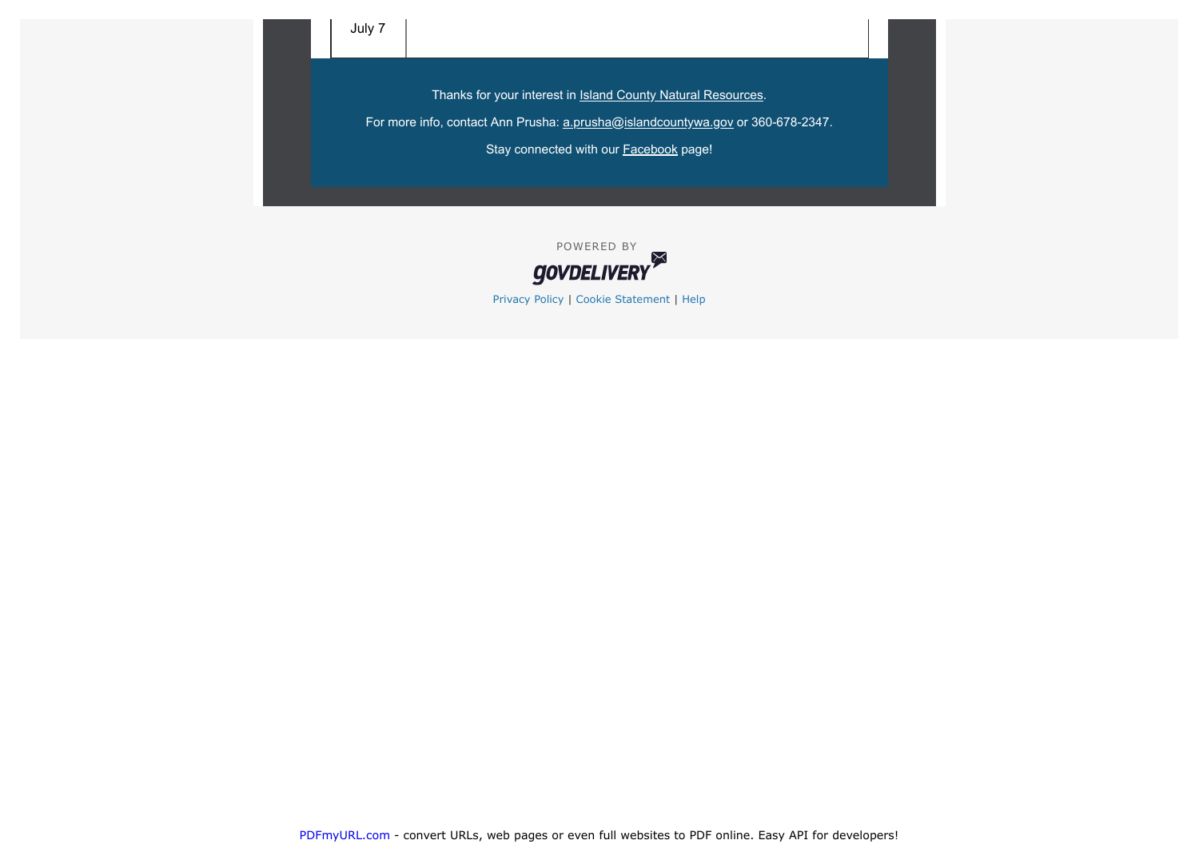| | |
|---|---|
| July 7 | |

Thanks for your interest in Island County Natural Resources.

For more info, contact Ann Prusha: a.prusha@islandcountywa.gov or 360-678-2347.

Stay connected with our Facebook page!

POWERED BY

GOVDELIVERY

Privacy Policy | Cookie Statement | Help

PDFmyURL.com - convert URLs, web pages or even full websites to PDF online. Easy API for developers!